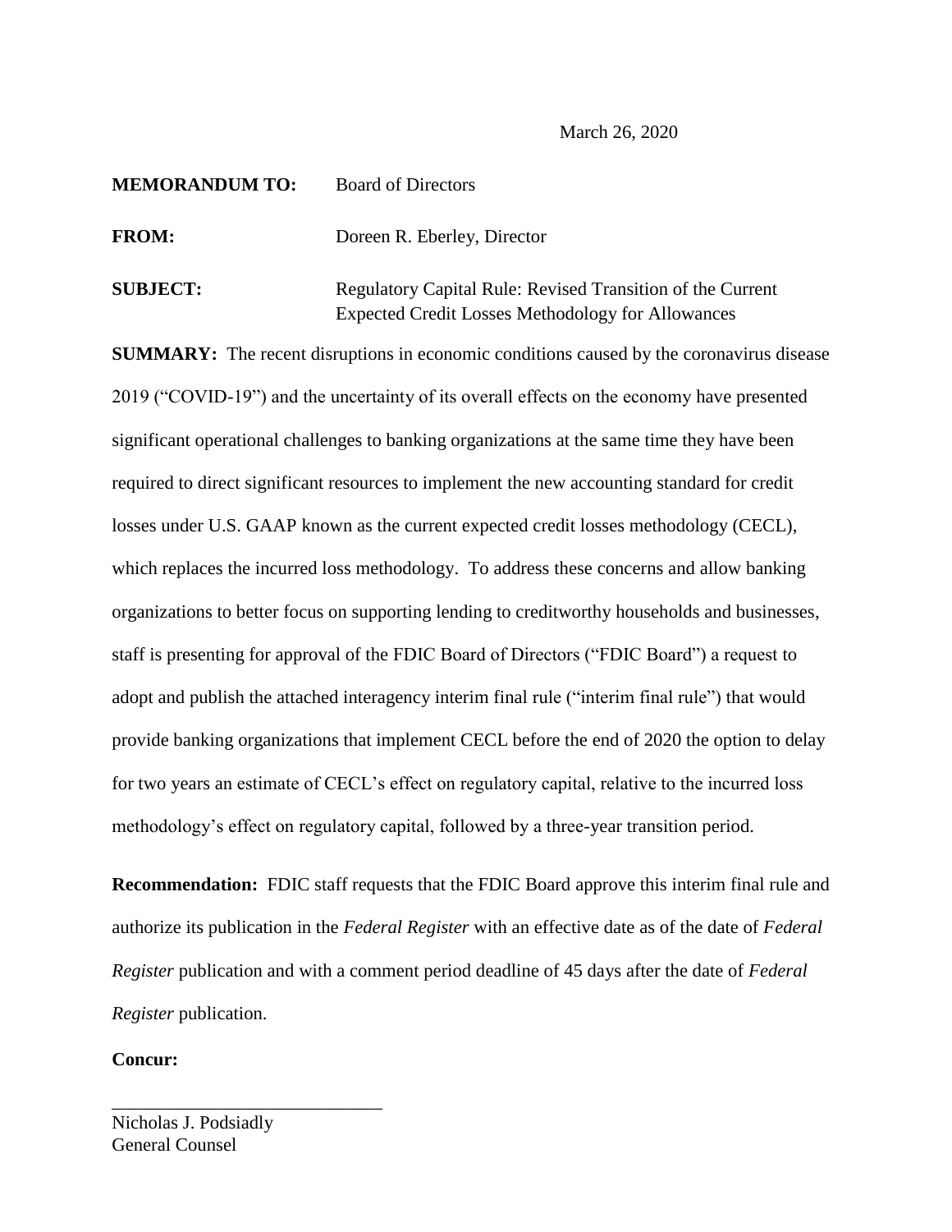March 26, 2020

**MEMORANDUM TO:** Board of Directors

**FROM:** Doreen R. Eberley, Director

**SUBJECT:** Regulatory Capital Rule: Revised Transition of the Current Expected Credit Losses Methodology for Allowances

**SUMMARY:** The recent disruptions in economic conditions caused by the coronavirus disease 2019 ("COVID-19") and the uncertainty of its overall effects on the economy have presented significant operational challenges to banking organizations at the same time they have been required to direct significant resources to implement the new accounting standard for credit losses under U.S. GAAP known as the current expected credit losses methodology (CECL), which replaces the incurred loss methodology. To address these concerns and allow banking organizations to better focus on supporting lending to creditworthy households and businesses, staff is presenting for approval of the FDIC Board of Directors ("FDIC Board") a request to adopt and publish the attached interagency interim final rule ("interim final rule") that would provide banking organizations that implement CECL before the end of 2020 the option to delay for two years an estimate of CECL's effect on regulatory capital, relative to the incurred loss methodology's effect on regulatory capital, followed by a three-year transition period.

**Recommendation:** FDIC staff requests that the FDIC Board approve this interim final rule and authorize its publication in the *Federal Register* with an effective date as of the date of *Federal Register* publication and with a comment period deadline of 45 days after the date of *Federal Register* publication.

**Concur:**

\_\_\_\_\_\_\_\_\_\_\_\_\_\_\_\_\_\_\_\_\_\_\_\_\_\_\_\_\_\_

Nicholas J. Podsiadly
General Counsel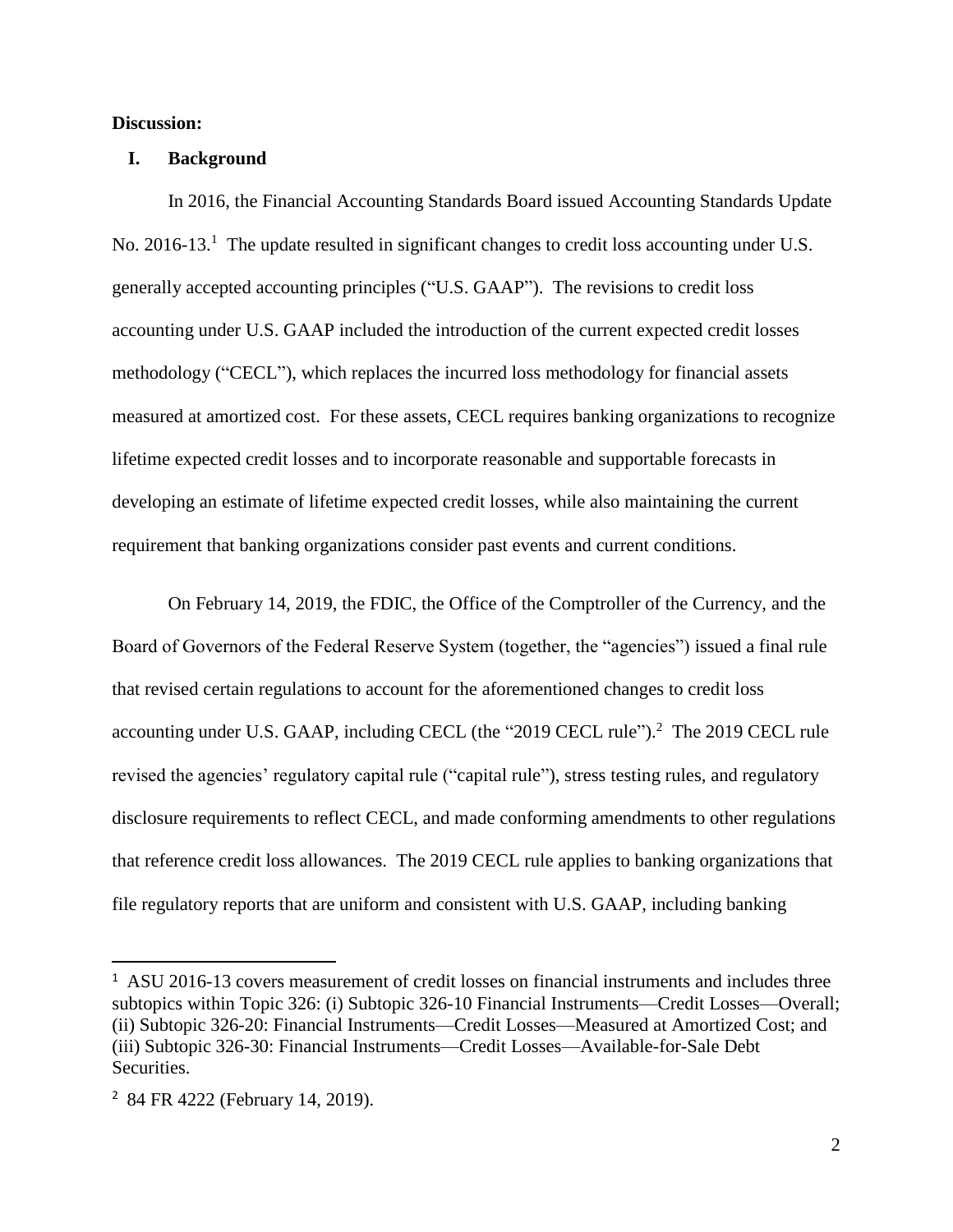**Discussion:**

## I. Background

In 2016, the Financial Accounting Standards Board issued Accounting Standards Update No. 2016-13.[1] The update resulted in significant changes to credit loss accounting under U.S. generally accepted accounting principles ("U.S. GAAP"). The revisions to credit loss accounting under U.S. GAAP included the introduction of the current expected credit losses methodology ("CECL"), which replaces the incurred loss methodology for financial assets measured at amortized cost. For these assets, CECL requires banking organizations to recognize lifetime expected credit losses and to incorporate reasonable and supportable forecasts in developing an estimate of lifetime expected credit losses, while also maintaining the current requirement that banking organizations consider past events and current conditions.

On February 14, 2019, the FDIC, the Office of the Comptroller of the Currency, and the Board of Governors of the Federal Reserve System (together, the "agencies") issued a final rule that revised certain regulations to account for the aforementioned changes to credit loss accounting under U.S. GAAP, including CECL (the "2019 CECL rule").[2] The 2019 CECL rule revised the agencies' regulatory capital rule ("capital rule"), stress testing rules, and regulatory disclosure requirements to reflect CECL, and made conforming amendments to other regulations that reference credit loss allowances. The 2019 CECL rule applies to banking organizations that file regulatory reports that are uniform and consistent with U.S. GAAP, including banking

---

[1] ASU 2016-13 covers measurement of credit losses on financial instruments and includes three subtopics within Topic 326: (i) Subtopic 326-10 Financial Instruments—Credit Losses—Overall; (ii) Subtopic 326-20: Financial Instruments—Credit Losses—Measured at Amortized Cost; and (iii) Subtopic 326-30: Financial Instruments—Credit Losses—Available-for-Sale Debt Securities.

[2] 84 FR 4222 (February 14, 2019).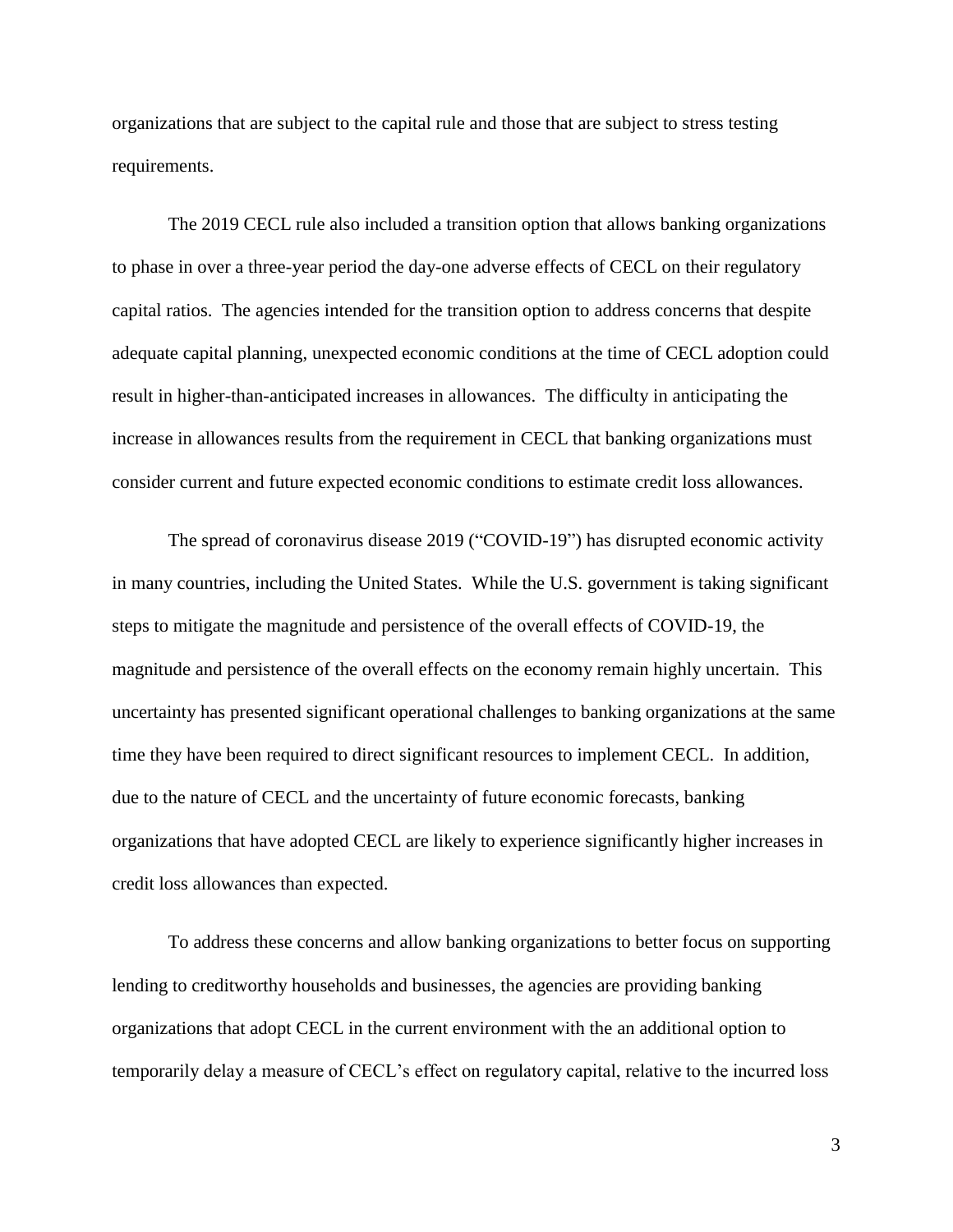organizations that are subject to the capital rule and those that are subject to stress testing requirements.

The 2019 CECL rule also included a transition option that allows banking organizations to phase in over a three-year period the day-one adverse effects of CECL on their regulatory capital ratios. The agencies intended for the transition option to address concerns that despite adequate capital planning, unexpected economic conditions at the time of CECL adoption could result in higher-than-anticipated increases in allowances. The difficulty in anticipating the increase in allowances results from the requirement in CECL that banking organizations must consider current and future expected economic conditions to estimate credit loss allowances.

The spread of coronavirus disease 2019 ("COVID-19") has disrupted economic activity in many countries, including the United States. While the U.S. government is taking significant steps to mitigate the magnitude and persistence of the overall effects of COVID-19, the magnitude and persistence of the overall effects on the economy remain highly uncertain. This uncertainty has presented significant operational challenges to banking organizations at the same time they have been required to direct significant resources to implement CECL. In addition, due to the nature of CECL and the uncertainty of future economic forecasts, banking organizations that have adopted CECL are likely to experience significantly higher increases in credit loss allowances than expected.

To address these concerns and allow banking organizations to better focus on supporting lending to creditworthy households and businesses, the agencies are providing banking organizations that adopt CECL in the current environment with the an additional option to temporarily delay a measure of CECL's effect on regulatory capital, relative to the incurred loss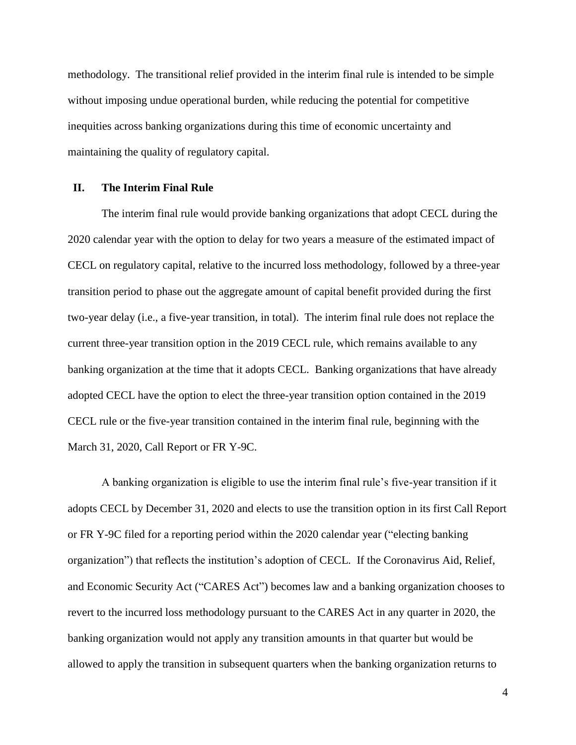methodology. The transitional relief provided in the interim final rule is intended to be simple without imposing undue operational burden, while reducing the potential for competitive inequities across banking organizations during this time of economic uncertainty and maintaining the quality of regulatory capital.

## II. The Interim Final Rule

The interim final rule would provide banking organizations that adopt CECL during the 2020 calendar year with the option to delay for two years a measure of the estimated impact of CECL on regulatory capital, relative to the incurred loss methodology, followed by a three-year transition period to phase out the aggregate amount of capital benefit provided during the first two-year delay (i.e., a five-year transition, in total). The interim final rule does not replace the current three-year transition option in the 2019 CECL rule, which remains available to any banking organization at the time that it adopts CECL. Banking organizations that have already adopted CECL have the option to elect the three-year transition option contained in the 2019 CECL rule or the five-year transition contained in the interim final rule, beginning with the March 31, 2020, Call Report or FR Y-9C.

A banking organization is eligible to use the interim final rule's five-year transition if it adopts CECL by December 31, 2020 and elects to use the transition option in its first Call Report or FR Y-9C filed for a reporting period within the 2020 calendar year ("electing banking organization") that reflects the institution's adoption of CECL. If the Coronavirus Aid, Relief, and Economic Security Act ("CARES Act") becomes law and a banking organization chooses to revert to the incurred loss methodology pursuant to the CARES Act in any quarter in 2020, the banking organization would not apply any transition amounts in that quarter but would be allowed to apply the transition in subsequent quarters when the banking organization returns to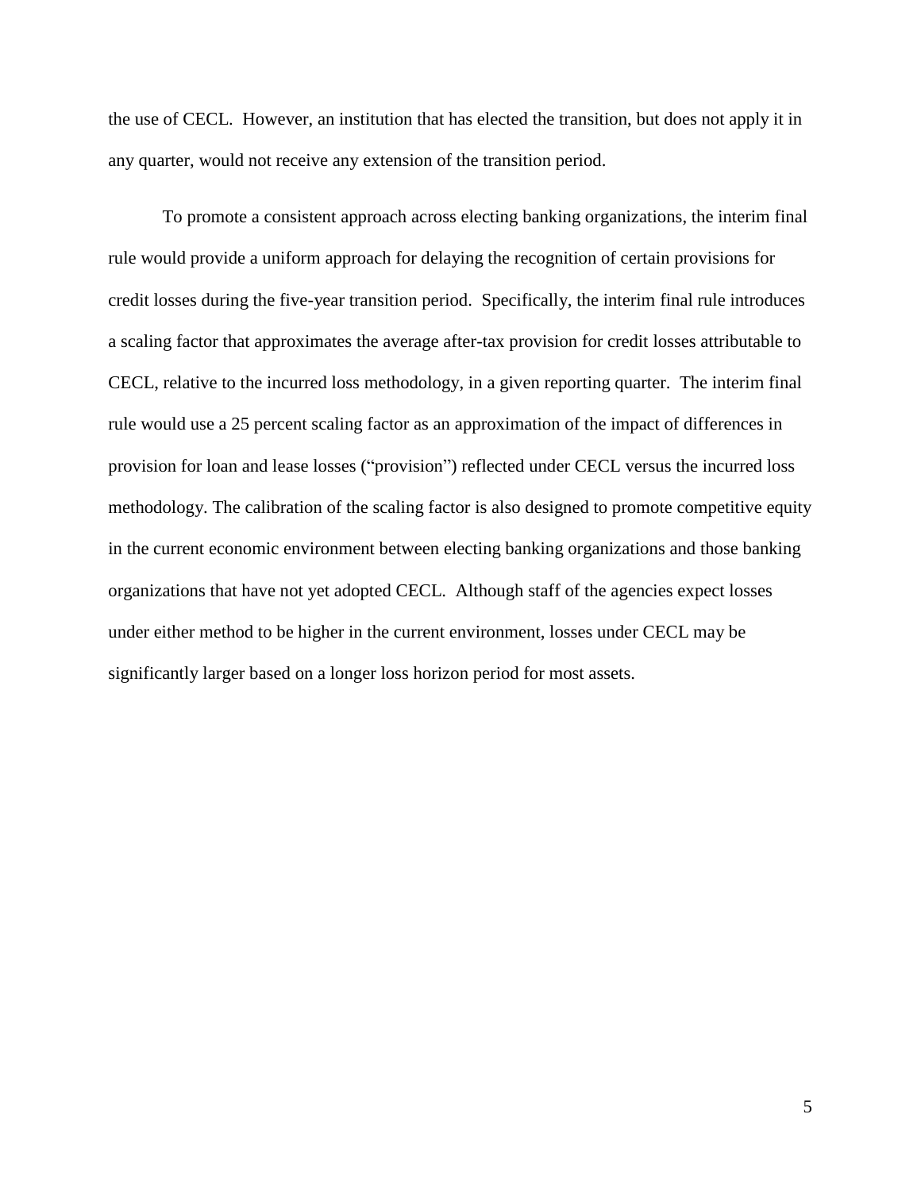the use of CECL. However, an institution that has elected the transition, but does not apply it in any quarter, would not receive any extension of the transition period.

To promote a consistent approach across electing banking organizations, the interim final rule would provide a uniform approach for delaying the recognition of certain provisions for credit losses during the five-year transition period. Specifically, the interim final rule introduces a scaling factor that approximates the average after-tax provision for credit losses attributable to CECL, relative to the incurred loss methodology, in a given reporting quarter. The interim final rule would use a 25 percent scaling factor as an approximation of the impact of differences in provision for loan and lease losses ("provision") reflected under CECL versus the incurred loss methodology. The calibration of the scaling factor is also designed to promote competitive equity in the current economic environment between electing banking organizations and those banking organizations that have not yet adopted CECL. Although staff of the agencies expect losses under either method to be higher in the current environment, losses under CECL may be significantly larger based on a longer loss horizon period for most assets.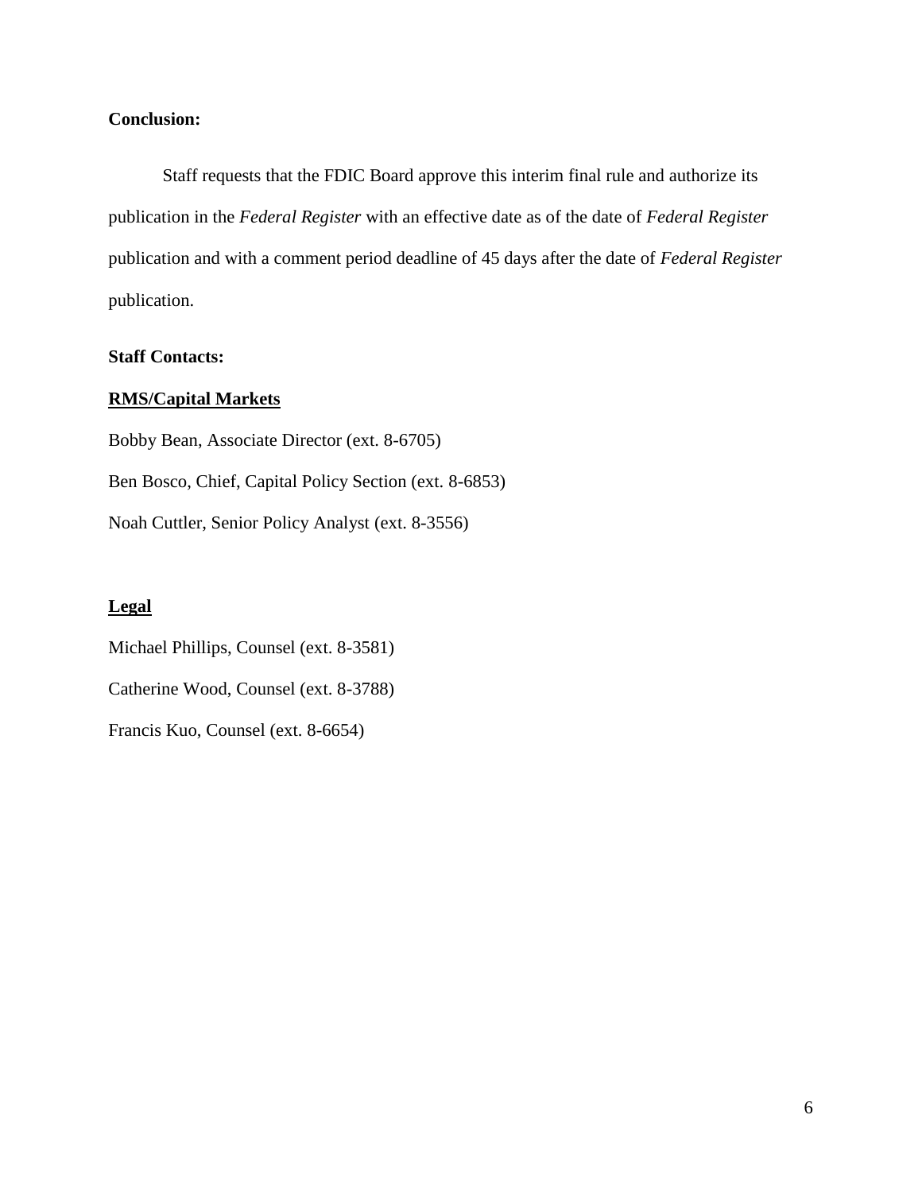**Conclusion:**

Staff requests that the FDIC Board approve this interim final rule and authorize its publication in the *Federal Register* with an effective date as of the date of *Federal Register* publication and with a comment period deadline of 45 days after the date of *Federal Register* publication.

**Staff Contacts:**

**<u>RMS/Capital Markets</u>**

Bobby Bean, Associate Director (ext. 8-6705)

Ben Bosco, Chief, Capital Policy Section (ext. 8-6853)

Noah Cuttler, Senior Policy Analyst (ext. 8-3556)

**<u>Legal</u>**

Michael Phillips, Counsel (ext. 8-3581)

Catherine Wood, Counsel (ext. 8-3788)

Francis Kuo, Counsel (ext. 8-6654)